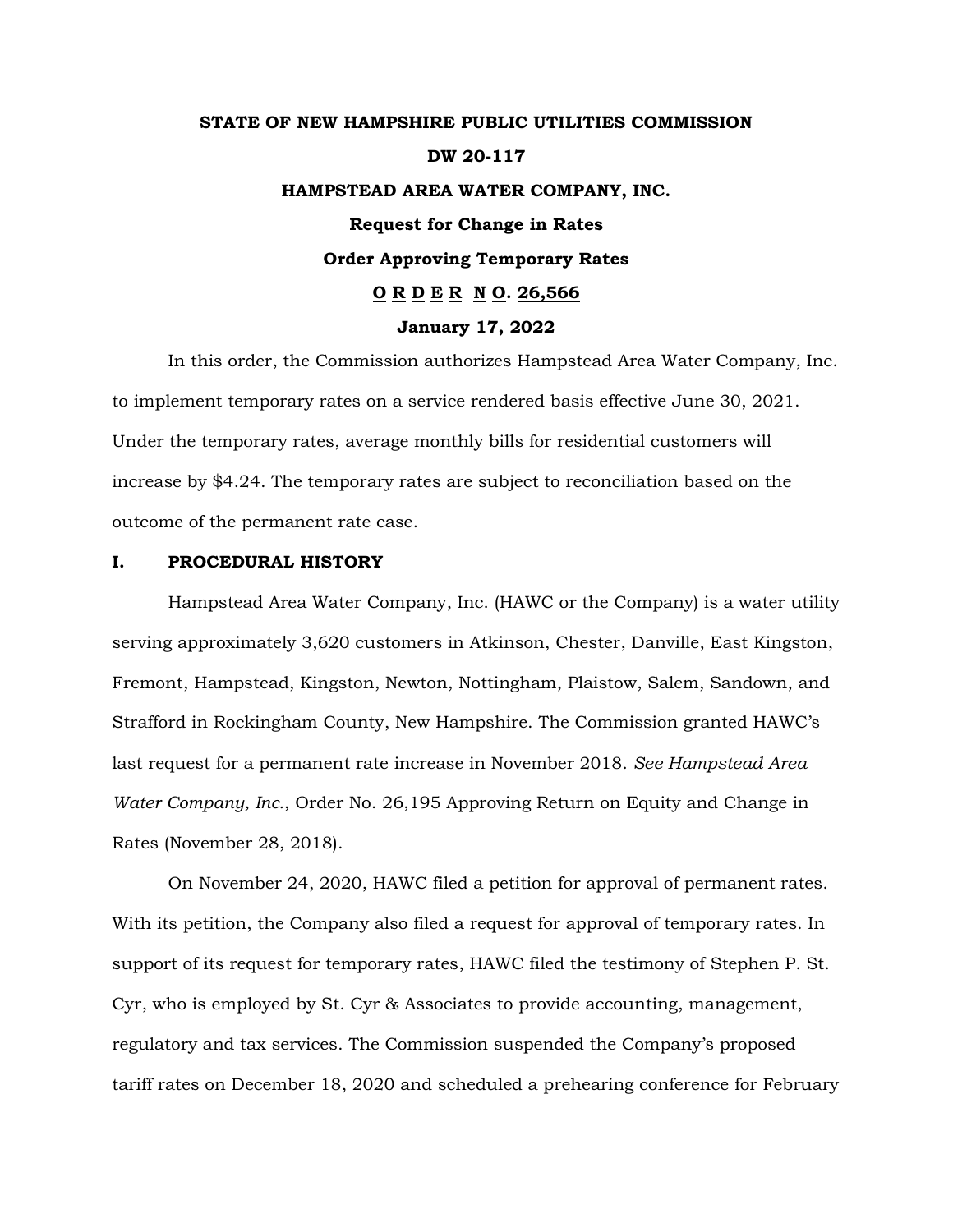**STATE OF NEW HAMPSHIRE PUBLIC UTILITIES COMMISSION**

**DW 20-117**

**HAMPSTEAD AREA WATER COMPANY, INC.**

**Request for Change in Rates**

**Order Approving Temporary Rates**

**O R D E R N O. 26,566**

**January 17, 2022**

In this order, the Commission authorizes Hampstead Area Water Company, Inc. to implement temporary rates on a service rendered basis effective June 30, 2021. Under the temporary rates, average monthly bills for residential customers will increase by $4.24. The temporary rates are subject to reconciliation based on the outcome of the permanent rate case.

## I. PROCEDURAL HISTORY

Hampstead Area Water Company, Inc. (HAWC or the Company) is a water utility serving approximately 3,620 customers in Atkinson, Chester, Danville, East Kingston, Fremont, Hampstead, Kingston, Newton, Nottingham, Plaistow, Salem, Sandown, and Strafford in Rockingham County, New Hampshire. The Commission granted HAWC's last request for a permanent rate increase in November 2018. *See Hampstead Area Water Company, Inc.*, Order No. 26,195 Approving Return on Equity and Change in Rates (November 28, 2018).

On November 24, 2020, HAWC filed a petition for approval of permanent rates. With its petition, the Company also filed a request for approval of temporary rates. In support of its request for temporary rates, HAWC filed the testimony of Stephen P. St. Cyr, who is employed by St. Cyr & Associates to provide accounting, management, regulatory and tax services. The Commission suspended the Company's proposed tariff rates on December 18, 2020 and scheduled a prehearing conference for February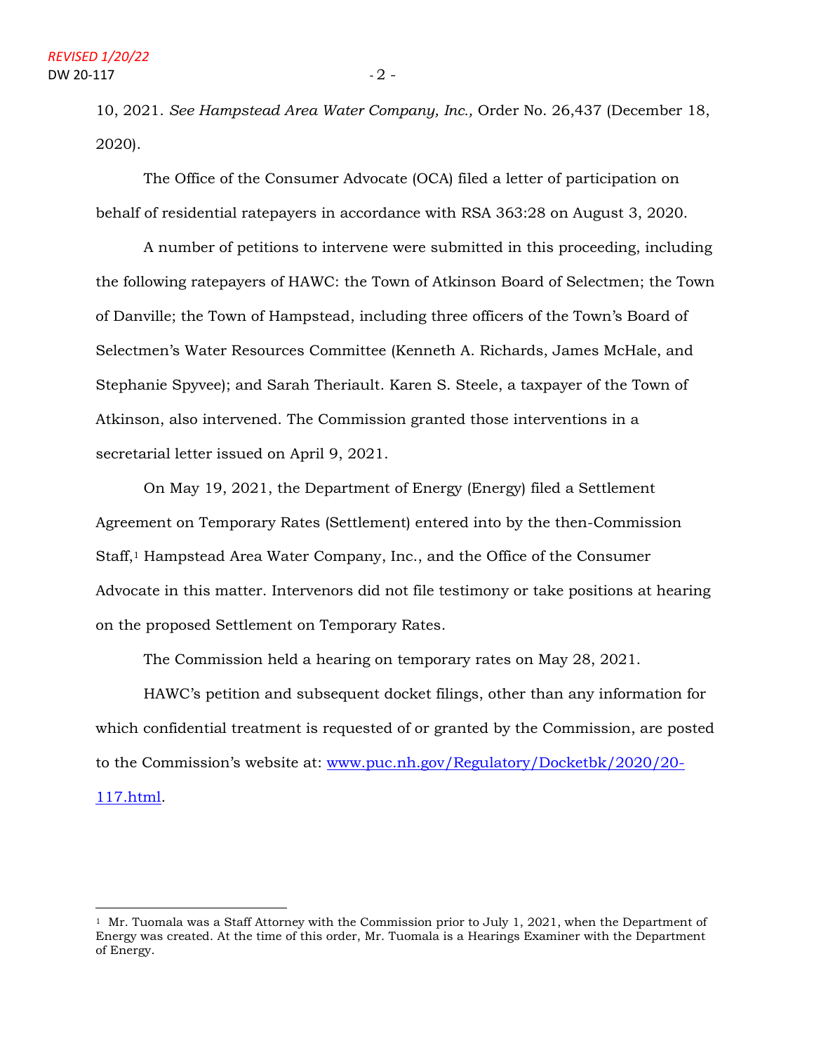10, 2021. *See Hampstead Area Water Company, Inc.,* Order No. 26,437 (December 18, 2020).

The Office of the Consumer Advocate (OCA) filed a letter of participation on behalf of residential ratepayers in accordance with RSA 363:28 on August 3, 2020.

A number of petitions to intervene were submitted in this proceeding, including the following ratepayers of HAWC: the Town of Atkinson Board of Selectmen; the Town of Danville; the Town of Hampstead, including three officers of the Town's Board of Selectmen's Water Resources Committee (Kenneth A. Richards, James McHale, and Stephanie Spyvee); and Sarah Theriault. Karen S. Steele, a taxpayer of the Town of Atkinson, also intervened. The Commission granted those interventions in a secretarial letter issued on April 9, 2021.

On May 19, 2021, the Department of Energy (Energy) filed a Settlement Agreement on Temporary Rates (Settlement) entered into by the then-Commission Staff,[1] Hampstead Area Water Company, Inc., and the Office of the Consumer Advocate in this matter. Intervenors did not file testimony or take positions at hearing on the proposed Settlement on Temporary Rates.

The Commission held a hearing on temporary rates on May 28, 2021.

HAWC's petition and subsequent docket filings, other than any information for which confidential treatment is requested of or granted by the Commission, are posted to the Commission's website at: [www.puc.nh.gov/Regulatory/Docketbk/2020/20-117.html](www.puc.nh.gov/Regulatory/Docketbk/2020/20-117.html).

[1] Mr. Tuomala was a Staff Attorney with the Commission prior to July 1, 2021, when the Department of Energy was created. At the time of this order, Mr. Tuomala is a Hearings Examiner with the Department of Energy.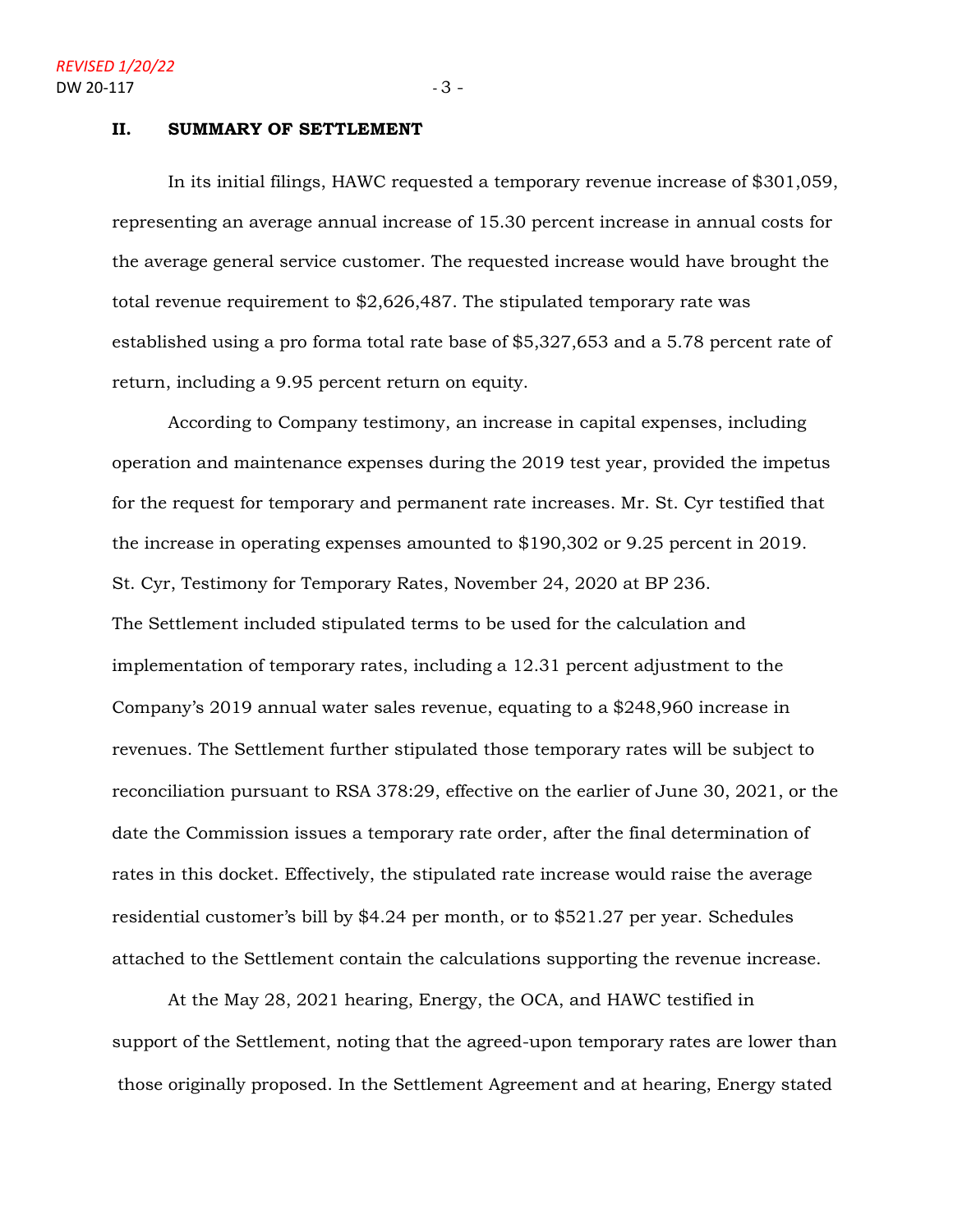## II. SUMMARY OF SETTLEMENT

In its initial filings, HAWC requested a temporary revenue increase of $301,059, representing an average annual increase of 15.30 percent increase in annual costs for the average general service customer. The requested increase would have brought the total revenue requirement to $2,626,487. The stipulated temporary rate was established using a pro forma total rate base of $5,327,653 and a 5.78 percent rate of return, including a 9.95 percent return on equity.

According to Company testimony, an increase in capital expenses, including operation and maintenance expenses during the 2019 test year, provided the impetus for the request for temporary and permanent rate increases. Mr. St. Cyr testified that the increase in operating expenses amounted to $190,302 or 9.25 percent in 2019. St. Cyr, Testimony for Temporary Rates, November 24, 2020 at BP 236.

The Settlement included stipulated terms to be used for the calculation and implementation of temporary rates, including a 12.31 percent adjustment to the Company's 2019 annual water sales revenue, equating to a $248,960 increase in revenues. The Settlement further stipulated those temporary rates will be subject to reconciliation pursuant to RSA 378:29, effective on the earlier of June 30, 2021, or the date the Commission issues a temporary rate order, after the final determination of rates in this docket. Effectively, the stipulated rate increase would raise the average residential customer's bill by $4.24 per month, or to $521.27 per year. Schedules attached to the Settlement contain the calculations supporting the revenue increase.

At the May 28, 2021 hearing, Energy, the OCA, and HAWC testified in support of the Settlement, noting that the agreed-upon temporary rates are lower than those originally proposed. In the Settlement Agreement and at hearing, Energy stated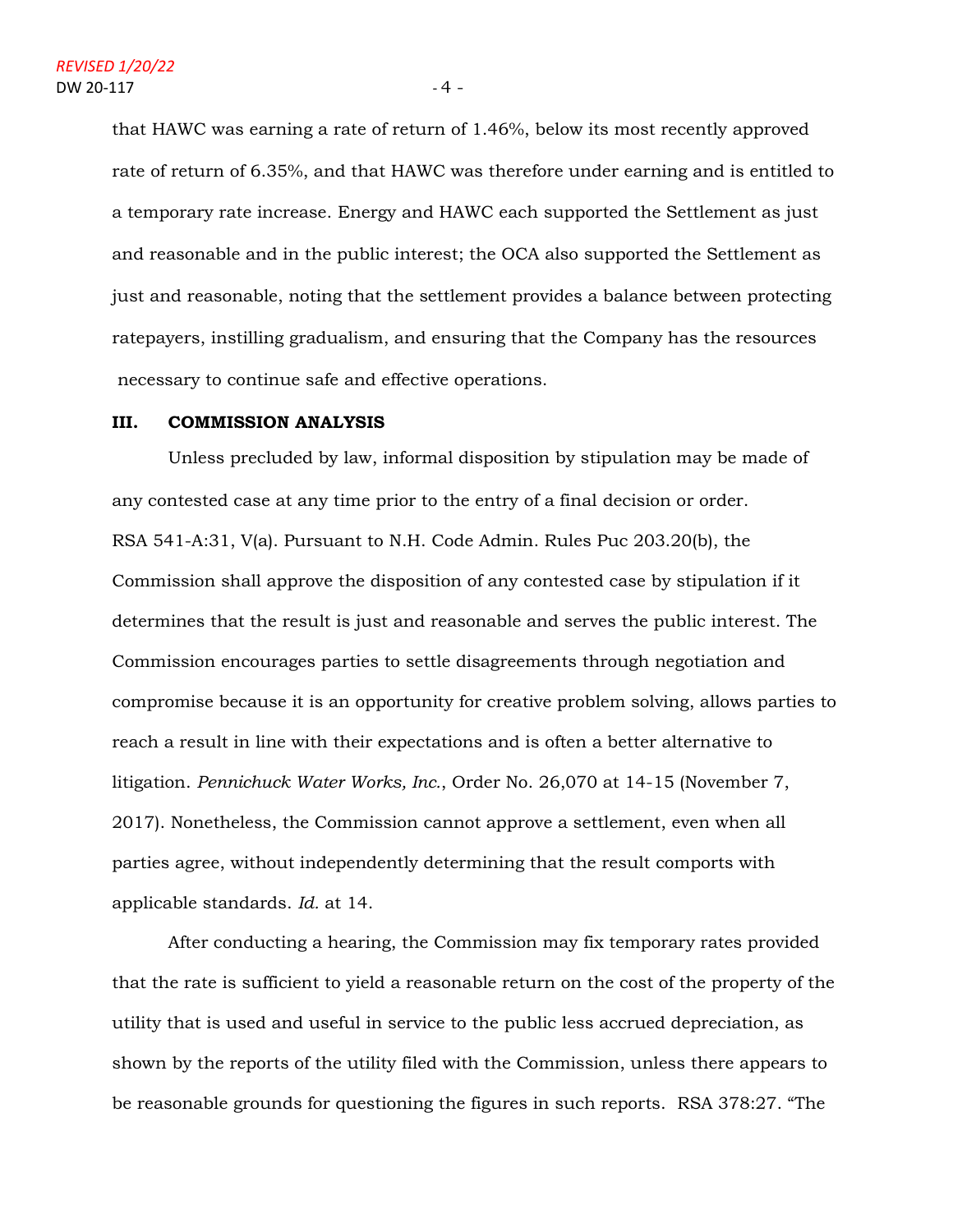that HAWC was earning a rate of return of 1.46%, below its most recently approved rate of return of 6.35%, and that HAWC was therefore under earning and is entitled to a temporary rate increase. Energy and HAWC each supported the Settlement as just and reasonable and in the public interest; the OCA also supported the Settlement as just and reasonable, noting that the settlement provides a balance between protecting ratepayers, instilling gradualism, and ensuring that the Company has the resources necessary to continue safe and effective operations.

## III. COMMISSION ANALYSIS

Unless precluded by law, informal disposition by stipulation may be made of any contested case at any time prior to the entry of a final decision or order. RSA 541-A:31, V(a). Pursuant to N.H. Code Admin. Rules Puc 203.20(b), the Commission shall approve the disposition of any contested case by stipulation if it determines that the result is just and reasonable and serves the public interest. The Commission encourages parties to settle disagreements through negotiation and compromise because it is an opportunity for creative problem solving, allows parties to reach a result in line with their expectations and is often a better alternative to litigation. *Pennichuck Water Works, Inc.*, Order No. 26,070 at 14-15 (November 7, 2017). Nonetheless, the Commission cannot approve a settlement, even when all parties agree, without independently determining that the result comports with applicable standards. *Id.* at 14.

After conducting a hearing, the Commission may fix temporary rates provided that the rate is sufficient to yield a reasonable return on the cost of the property of the utility that is used and useful in service to the public less accrued depreciation, as shown by the reports of the utility filed with the Commission, unless there appears to be reasonable grounds for questioning the figures in such reports. RSA 378:27. "The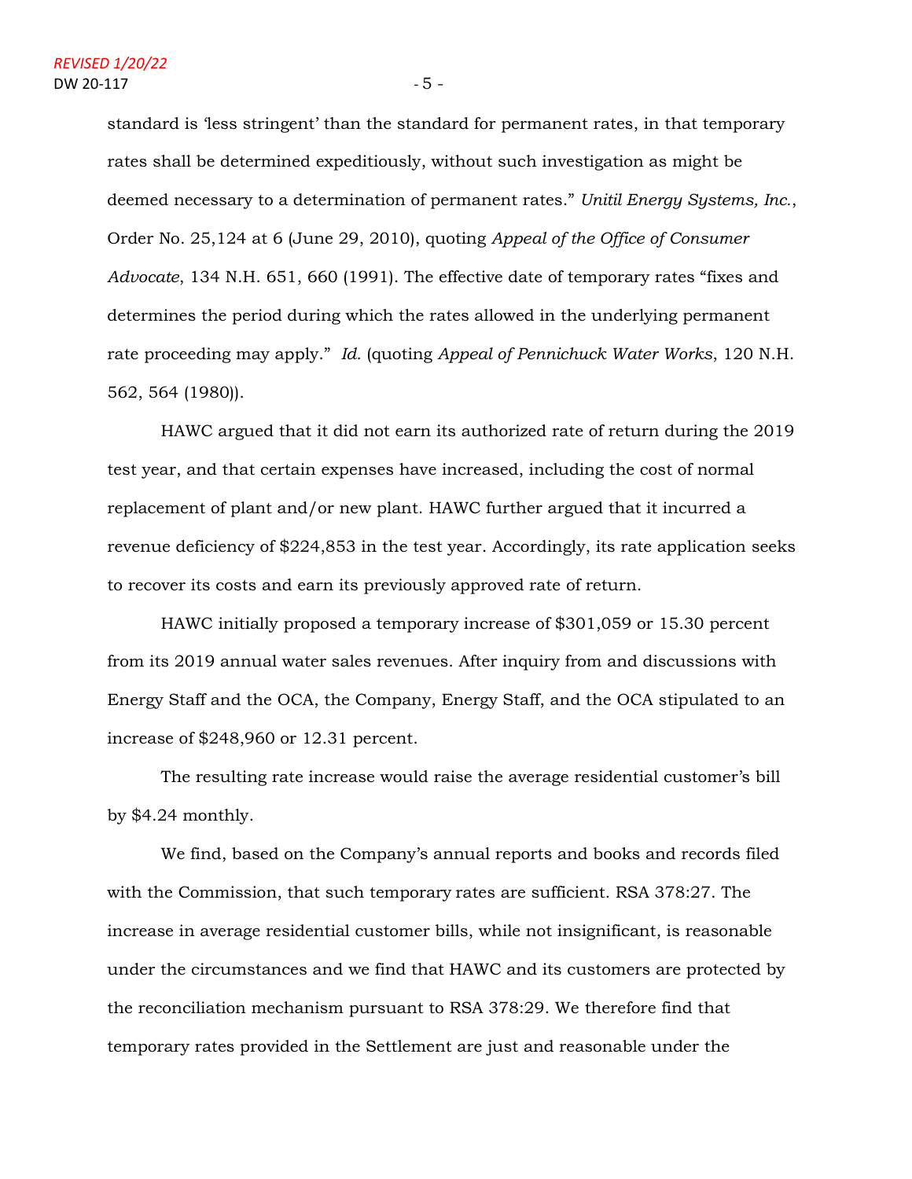standard is 'less stringent' than the standard for permanent rates, in that temporary rates shall be determined expeditiously, without such investigation as might be deemed necessary to a determination of permanent rates." *Unitil Energy Systems, Inc.*, Order No. 25,124 at 6 (June 29, 2010), quoting *Appeal of the Office of Consumer Advocate*, 134 N.H. 651, 660 (1991). The effective date of temporary rates "fixes and determines the period during which the rates allowed in the underlying permanent rate proceeding may apply." *Id.* (quoting *Appeal of Pennichuck Water Works*, 120 N.H. 562, 564 (1980)).

HAWC argued that it did not earn its authorized rate of return during the 2019 test year, and that certain expenses have increased, including the cost of normal replacement of plant and/or new plant. HAWC further argued that it incurred a revenue deficiency of $224,853 in the test year. Accordingly, its rate application seeks to recover its costs and earn its previously approved rate of return.

HAWC initially proposed a temporary increase of $301,059 or 15.30 percent from its 2019 annual water sales revenues. After inquiry from and discussions with Energy Staff and the OCA, the Company, Energy Staff, and the OCA stipulated to an increase of $248,960 or 12.31 percent.

The resulting rate increase would raise the average residential customer's bill by $4.24 monthly.

We find, based on the Company's annual reports and books and records filed with the Commission, that such temporary rates are sufficient. RSA 378:27. The increase in average residential customer bills, while not insignificant, is reasonable under the circumstances and we find that HAWC and its customers are protected by the reconciliation mechanism pursuant to RSA 378:29. We therefore find that temporary rates provided in the Settlement are just and reasonable under the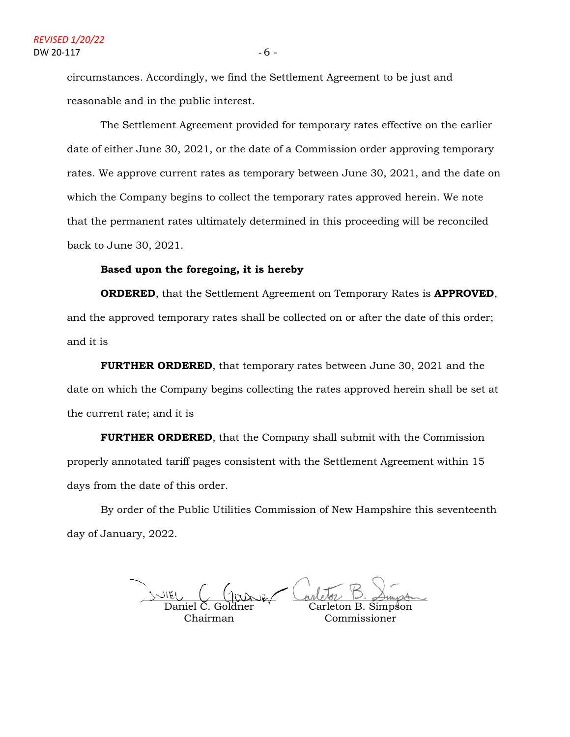circumstances. Accordingly, we find the Settlement Agreement to be just and reasonable and in the public interest.

The Settlement Agreement provided for temporary rates effective on the earlier date of either June 30, 2021, or the date of a Commission order approving temporary rates. We approve current rates as temporary between June 30, 2021, and the date on which the Company begins to collect the temporary rates approved herein. We note that the permanent rates ultimately determined in this proceeding will be reconciled back to June 30, 2021.

**Based upon the foregoing, it is hereby**

**ORDERED**, that the Settlement Agreement on Temporary Rates is **APPROVED**, and the approved temporary rates shall be collected on or after the date of this order; and it is

**FURTHER ORDERED**, that temporary rates between June 30, 2021 and the date on which the Company begins collecting the rates approved herein shall be set at the current rate; and it is

**FURTHER ORDERED**, that the Company shall submit with the Commission properly annotated tariff pages consistent with the Settlement Agreement within 15 days from the date of this order.

By order of the Public Utilities Commission of New Hampshire this seventeenth day of January, 2022.

| | |
|---|---|
| Daniel C. Goldner | Carleton B. Simpson |
| Chairman | Commissioner |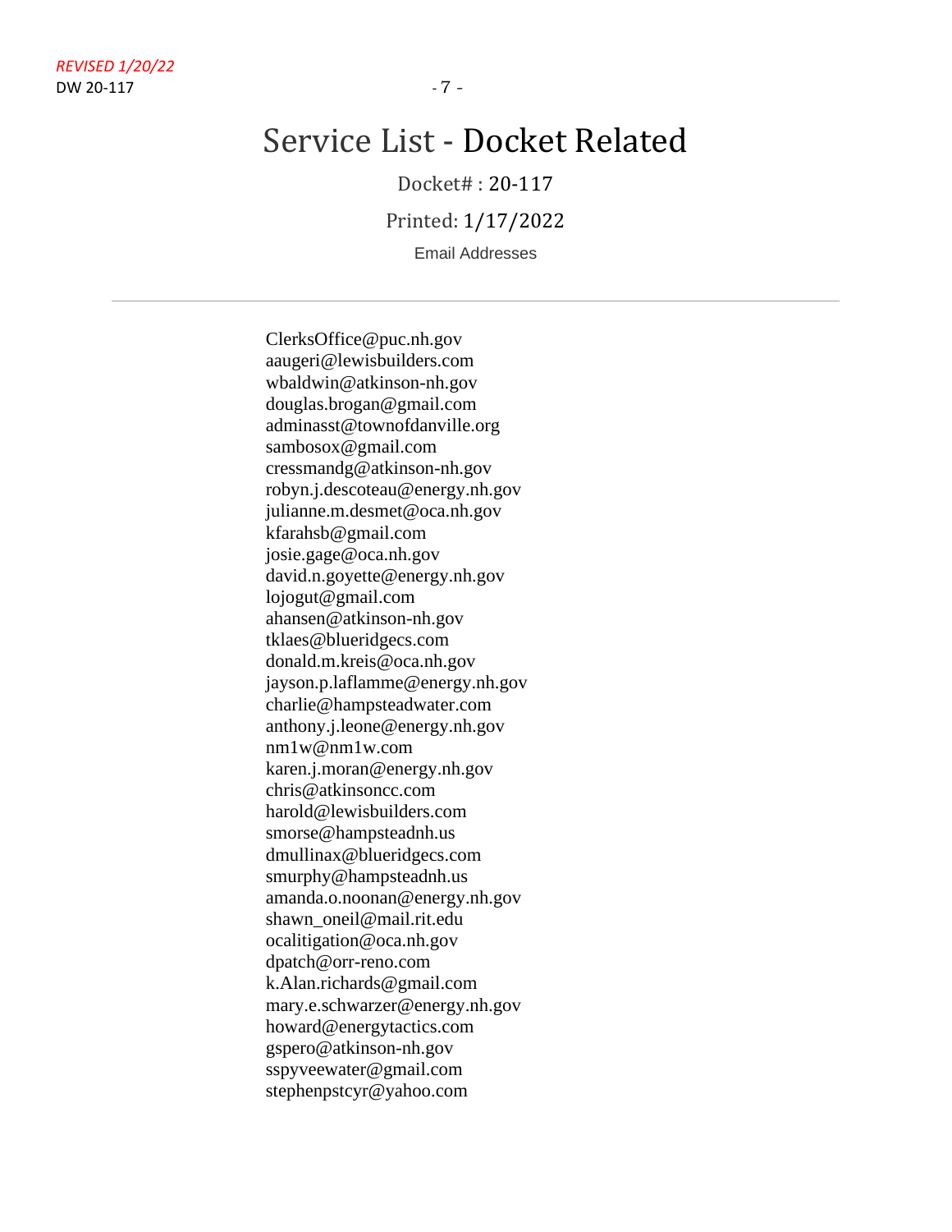# Service List - Docket Related

Docket# : 20-117

Printed: 1/17/2022

Email Addresses

---

ClerksOffice@puc.nh.gov
aaugeri@lewisbuilders.com
wbaldwin@atkinson-nh.gov
douglas.brogan@gmail.com
adminasst@townofdanville.org
sambosox@gmail.com
cressmandg@atkinson-nh.gov
robyn.j.descoteau@energy.nh.gov
julianne.m.desmet@oca.nh.gov
kfarahsb@gmail.com
josie.gage@oca.nh.gov
david.n.goyette@energy.nh.gov
lojogut@gmail.com
ahansen@atkinson-nh.gov
tklaes@blueridgecs.com
donald.m.kreis@oca.nh.gov
jayson.p.laflamme@energy.nh.gov
charlie@hampsteadwater.com
anthony.j.leone@energy.nh.gov
nm1w@nm1w.com
karen.j.moran@energy.nh.gov
chris@atkinsoncc.com
harold@lewisbuilders.com
smorse@hampsteadnh.us
dmullinax@blueridgecs.com
smurphy@hampsteadnh.us
amanda.o.noonan@energy.nh.gov
shawn_oneil@mail.rit.edu
ocalitigation@oca.nh.gov
dpatch@orr-reno.com
k.Alan.richards@gmail.com
mary.e.schwarzer@energy.nh.gov
howard@energytactics.com
gspero@atkinson-nh.gov
sspyveewater@gmail.com
stephenpstcyr@yahoo.com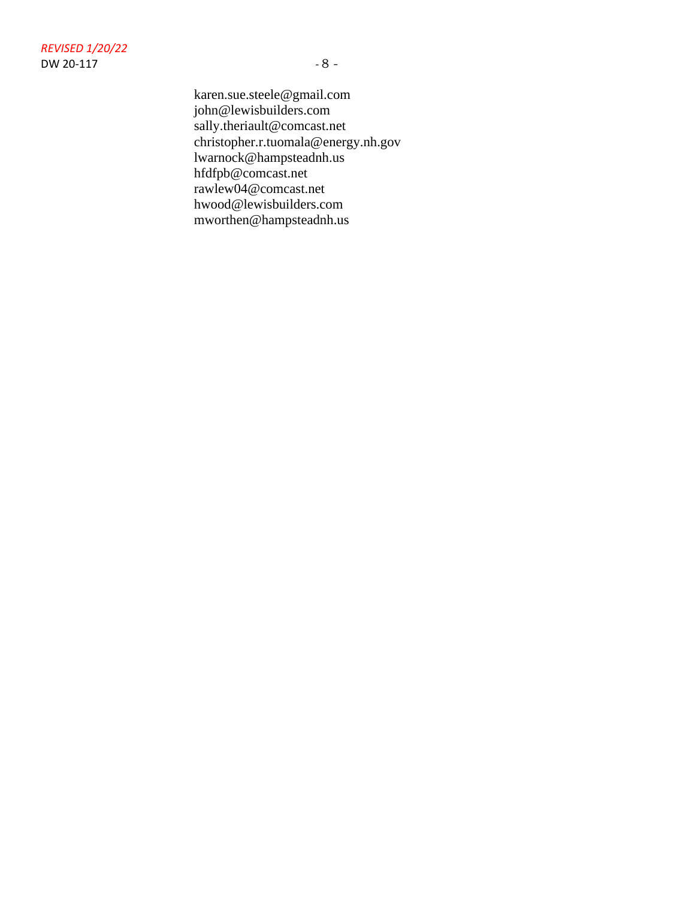karen.sue.steele@gmail.com
john@lewisbuilders.com
sally.theriault@comcast.net
christopher.r.tuomala@energy.nh.gov
lwarnock@hampsteadnh.us
hfdfpb@comcast.net
rawlew04@comcast.net
hwood@lewisbuilders.com
mworthen@hampsteadnh.us